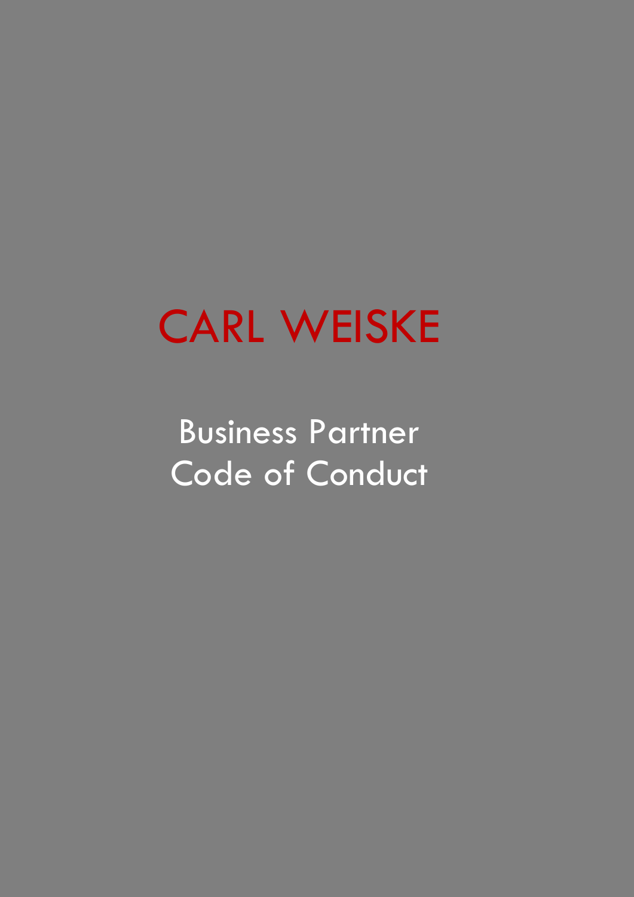# CARL WEISKE

## Business Partner Code of Conduct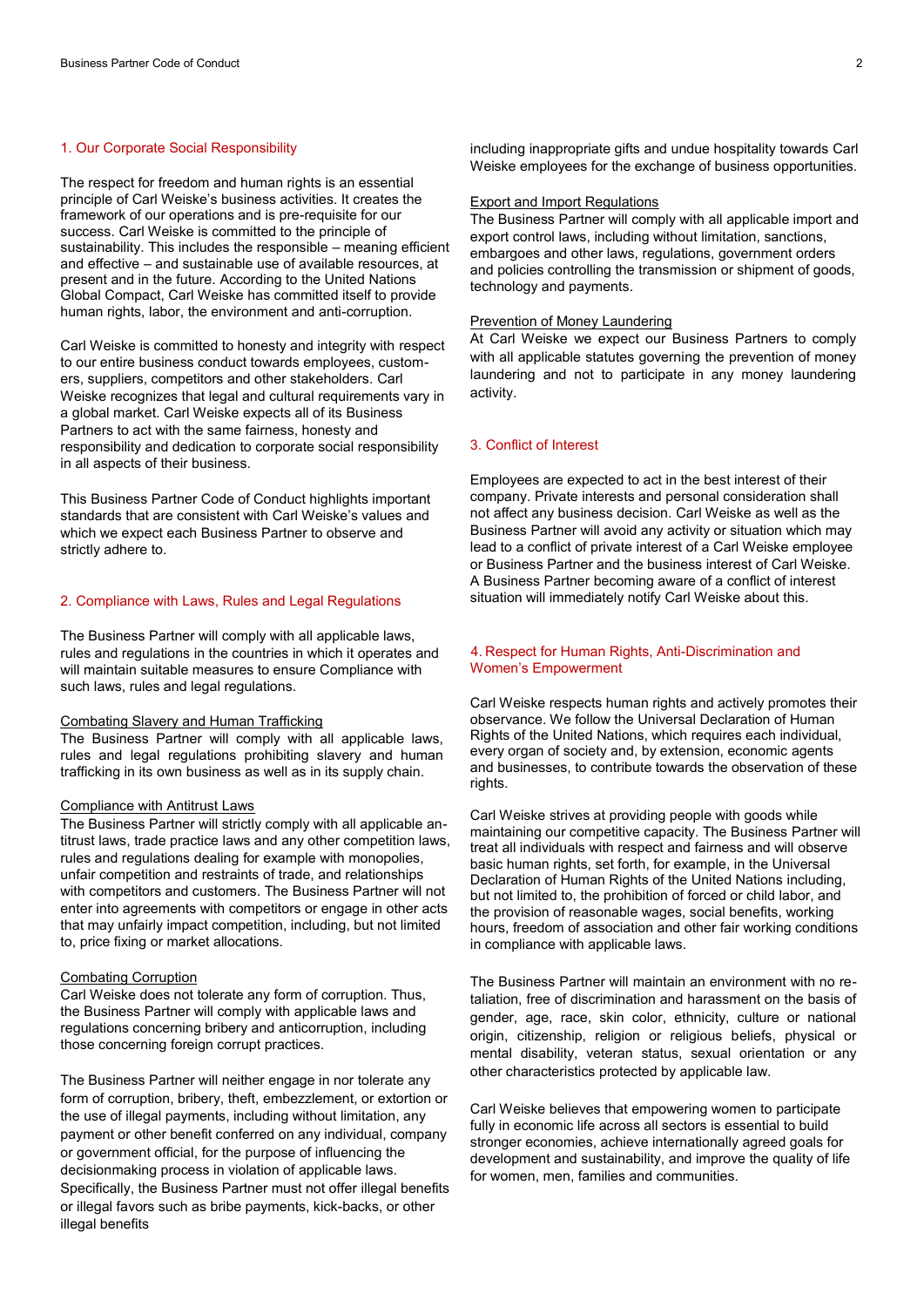## 1. Our Corporate Social Responsibility

The respect for freedom and human rights is an essential principle of Carl Weiske's business activities. It creates the framework of our operations and is pre-requisite for our success. Carl Weiske is committed to the principle of sustainability. This includes the responsible – meaning efficient and effective – and sustainable use of available resources, at present and in the future. According to the United Nations Global Compact, Carl Weiske has committed itself to provide human rights, labor, the environment and anti-corruption.

Carl Weiske is committed to honesty and integrity with respect to our entire business conduct towards employees, customers, suppliers, competitors and other stakeholders. Carl Weiske recognizes that legal and cultural requirements vary in a global market. Carl Weiske expects all of its Business Partners to act with the same fairness, honesty and responsibility and dedication to corporate social responsibility in all aspects of their business.

This Business Partner Code of Conduct highlights important standards that are consistent with Carl Weiske's values and which we expect each Business Partner to observe and strictly adhere to.

## 2. Compliance with Laws, Rules and Legal Regulations

The Business Partner will comply with all applicable laws, rules and regulations in the countries in which it operates and will maintain suitable measures to ensure Compliance with such laws, rules and legal regulations.

### Combating Slavery and Human Trafficking

The Business Partner will comply with all applicable laws, rules and legal regulations prohibiting slavery and human trafficking in its own business as well as in its supply chain.

### Compliance with Antitrust Laws

The Business Partner will strictly comply with all applicable antitrust laws, trade practice laws and any other competition laws, rules and regulations dealing for example with monopolies, unfair competition and restraints of trade, and relationships with competitors and customers. The Business Partner will not enter into agreements with competitors or engage in other acts that may unfairly impact competition, including, but not limited to, price fixing or market allocations.

### Combating Corruption

Carl Weiske does not tolerate any form of corruption. Thus, the Business Partner will comply with applicable laws and regulations concerning bribery and anticorruption, including those concerning foreign corrupt practices.

The Business Partner will neither engage in nor tolerate any form of corruption, bribery, theft, embezzlement, or extortion or the use of illegal payments, including without limitation, any payment or other benefit conferred on any individual, company or government official, for the purpose of influencing the decisionmaking process in violation of applicable laws. Specifically, the Business Partner must not offer illegal benefits or illegal favors such as bribe payments, kick-backs, or other illegal benefits including inappropriate gifts and undue hospitality towards Carl Weiske employees for the exchange of business opportunities.

### Export and Import Regulations

The Business Partner will comply with all applicable import and export control laws, including without limitation, sanctions, embargoes and other laws, regulations, government orders and policies controlling the transmission or shipment of goods, technology and payments.

### Prevention of Money Laundering

At Carl Weiske we expect our Business Partners to comply with all applicable statutes governing the prevention of money laundering and not to participate in any money laundering activity.

## 3. Conflict of Interest

Employees are expected to act in the best interest of their company. Private interests and personal consideration shall not affect any business decision. Carl Weiske as well as the Business Partner will avoid any activity or situation which may lead to a conflict of private interest of a Carl Weiske employee or Business Partner and the business interest of Carl Weiske. A Business Partner becoming aware of a conflict of interest situation will immediately notify Carl Weiske about this.

## 4. Respect for Human Rights, Anti-Discrimination and Women's Empowerment

Carl Weiske respects human rights and actively promotes their observance. We follow the Universal Declaration of Human Rights of the United Nations, which requires each individual, every organ of society and, by extension, economic agents and businesses, to contribute towards the observation of these rights.

Carl Weiske strives at providing people with goods while maintaining our competitive capacity. The Business Partner will treat all individuals with respect and fairness and will observe basic human rights, set forth, for example, in the Universal Declaration of Human Rights of the United Nations including, but not limited to, the prohibition of forced or child labor, and the provision of reasonable wages, social benefits, working hours, freedom of association and other fair working conditions in compliance with applicable laws.

The Business Partner will maintain an environment with no retaliation, free of discrimination and harassment on the basis of gender, age, race, skin color, ethnicity, culture or national origin, citizenship, religion or religious beliefs, physical or mental disability, veteran status, sexual orientation or any other characteristics protected by applicable law.

Carl Weiske believes that empowering women to participate fully in economic life across all sectors is essential to build stronger economies, achieve internationally agreed goals for development and sustainability, and improve the quality of life for women, men, families and communities.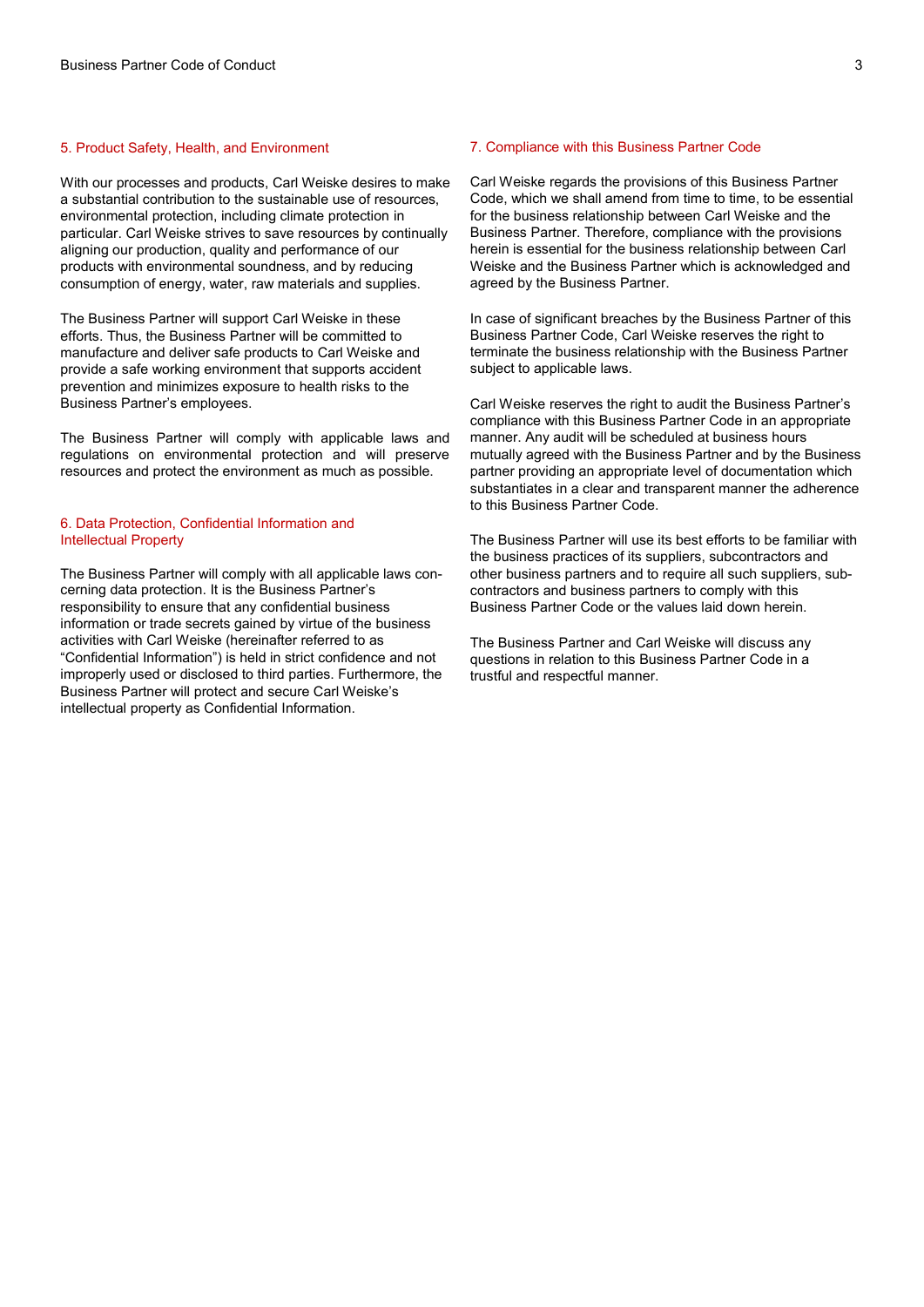## 5. Product Safety, Health, and Environment

With our processes and products, Carl Weiske desires to make a substantial contribution to the sustainable use of resources, environmental protection, including climate protection in particular. Carl Weiske strives to save resources by continually aligning our production, quality and performance of our products with environmental soundness, and by reducing consumption of energy, water, raw materials and supplies.

The Business Partner will support Carl Weiske in these efforts. Thus, the Business Partner will be committed to manufacture and deliver safe products to Carl Weiske and provide a safe working environment that supports accident prevention and minimizes exposure to health risks to the Business Partner's employees.

The Business Partner will comply with applicable laws and regulations on environmental protection and will preserve resources and protect the environment as much as possible.

## 6. Data Protection, Confidential Information and Intellectual Property

The Business Partner will comply with all applicable laws concerning data protection. It is the Business Partner's responsibility to ensure that any confidential business information or trade secrets gained by virtue of the business activities with Carl Weiske (hereinafter referred to as "Confidential Information") is held in strict confidence and not improperly used or disclosed to third parties. Furthermore, the Business Partner will protect and secure Carl Weiske's intellectual property as Confidential Information.

## 7. Compliance with this Business Partner Code

Carl Weiske regards the provisions of this Business Partner Code, which we shall amend from time to time, to be essential for the business relationship between Carl Weiske and the Business Partner. Therefore, compliance with the provisions herein is essential for the business relationship between Carl Weiske and the Business Partner which is acknowledged and agreed by the Business Partner.

In case of significant breaches by the Business Partner of this Business Partner Code, Carl Weiske reserves the right to terminate the business relationship with the Business Partner subject to applicable laws.

Carl Weiske reserves the right to audit the Business Partner's compliance with this Business Partner Code in an appropriate manner. Any audit will be scheduled at business hours mutually agreed with the Business Partner and by the Business partner providing an appropriate level of documentation which substantiates in a clear and transparent manner the adherence to this Business Partner Code.

The Business Partner will use its best efforts to be familiar with the business practices of its suppliers, subcontractors and other business partners and to require all such suppliers, subcontractors and business partners to comply with this Business Partner Code or the values laid down herein.

The Business Partner and Carl Weiske will discuss any questions in relation to this Business Partner Code in a trustful and respectful manner.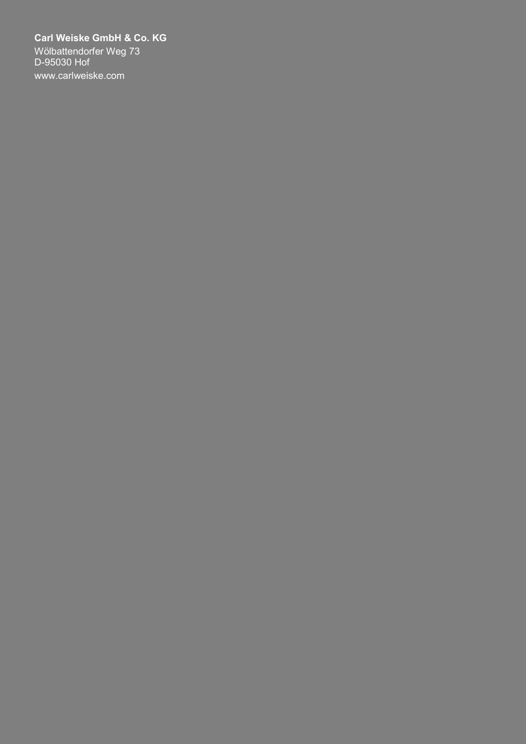**Carl Weiske GmbH & Co. KG**
Wölbattendorfer Weg 73
D-95030 Hof
www.carlweiske.com